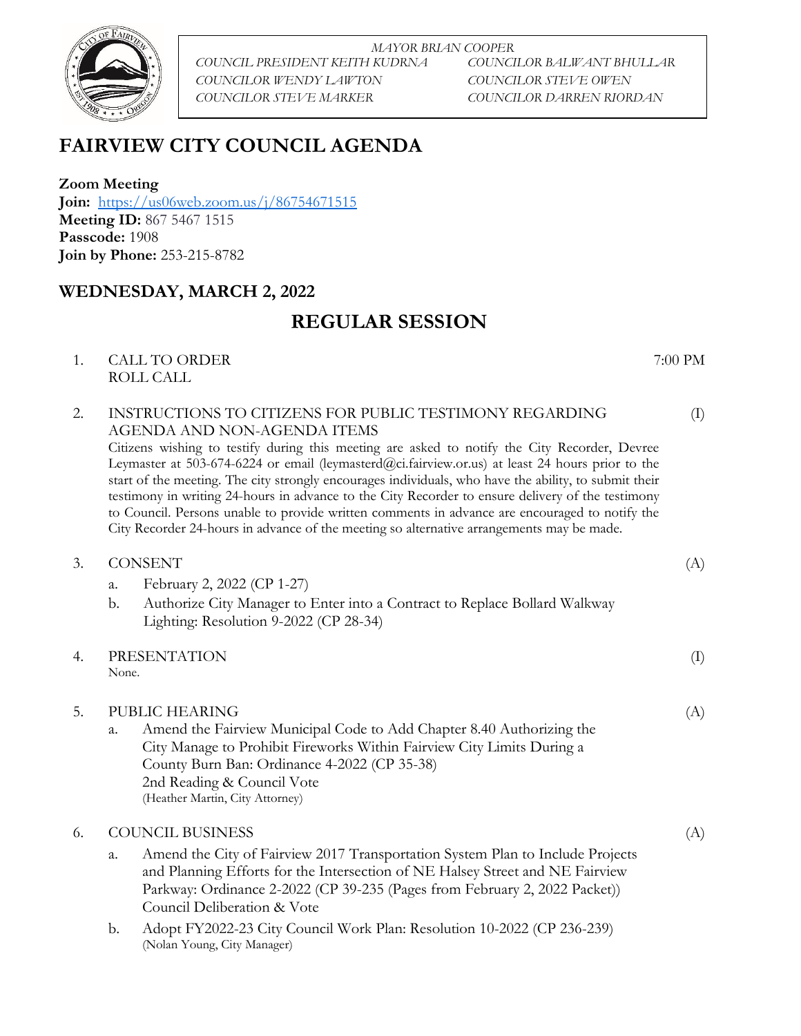*MAYOR BRIAN COOPER*

*COUNCIL PRESIDENT KEITH KUDRNA* — *COUNCILOR BALWANT BHULLAR*
*COUNCILOR WENDY LAWTON* — *COUNCILOR STEVE OWEN*
*COUNCILOR STEVE MARKER* — *COUNCILOR DARREN RIORDAN*

# FAIRVIEW CITY COUNCIL AGENDA

**Zoom Meeting**
**Join:** https://us06web.zoom.us/j/86754671515
**Meeting ID:** 867 5467 1515
**Passcode:** 1908
**Join by Phone:** 253-215-8782

## WEDNESDAY, MARCH 2, 2022

## REGULAR SESSION

1. CALL TO ORDER — 7:00 PM
   ROLL CALL

2. INSTRUCTIONS TO CITIZENS FOR PUBLIC TESTIMONY REGARDING AGENDA AND NON-AGENDA ITEMS — (I)
   Citizens wishing to testify during this meeting are asked to notify the City Recorder, Devree Leymaster at 503-674-6224 or email (leymasterd@ci.fairview.or.us) at least 24 hours prior to the start of the meeting. The city strongly encourages individuals, who have the ability, to submit their testimony in writing 24-hours in advance to the City Recorder to ensure delivery of the testimony to Council. Persons unable to provide written comments in advance are encouraged to notify the City Recorder 24-hours in advance of the meeting so alternative arrangements may be made.

3. CONSENT — (A)
   a. February 2, 2022 (CP 1-27)
   b. Authorize City Manager to Enter into a Contract to Replace Bollard Walkway Lighting: Resolution 9-2022 (CP 28-34)

4. PRESENTATION — (I)
   None.

5. PUBLIC HEARING — (A)
   a. Amend the Fairview Municipal Code to Add Chapter 8.40 Authorizing the City Manage to Prohibit Fireworks Within Fairview City Limits During a County Burn Ban: Ordinance 4-2022 (CP 35-38)
      2nd Reading & Council Vote
      (Heather Martin, City Attorney)

6. COUNCIL BUSINESS — (A)
   a. Amend the City of Fairview 2017 Transportation System Plan to Include Projects and Planning Efforts for the Intersection of NE Halsey Street and NE Fairview Parkway: Ordinance 2-2022 (CP 39-235 (Pages from February 2, 2022 Packet))
      Council Deliberation & Vote
   b. Adopt FY2022-23 City Council Work Plan: Resolution 10-2022 (CP 236-239)
      (Nolan Young, City Manager)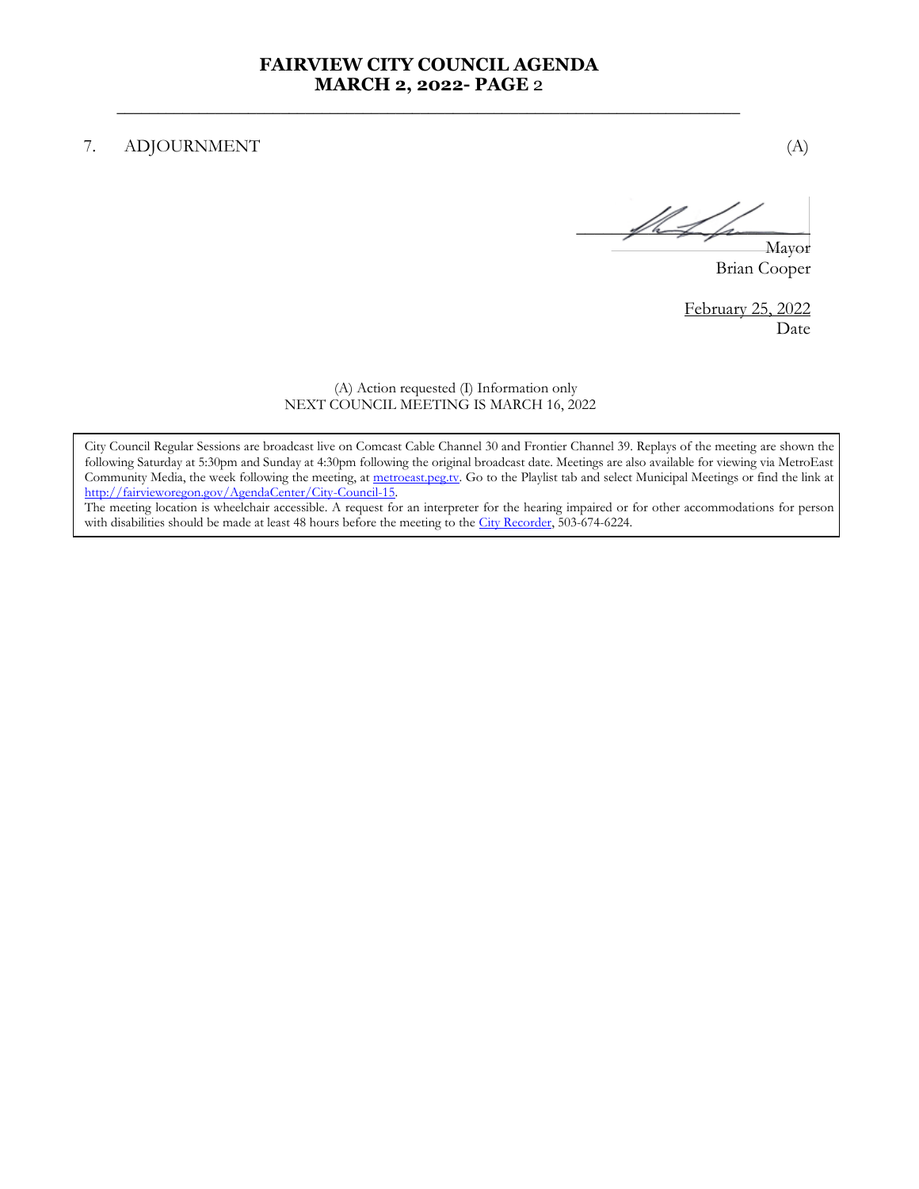7. ADJOURNMENT (A)

Mayor
Brian Cooper

February 25, 2022
Date

(A) Action requested (I) Information only
NEXT COUNCIL MEETING IS MARCH 16, 2022

City Council Regular Sessions are broadcast live on Comcast Cable Channel 30 and Frontier Channel 39. Replays of the meeting are shown the following Saturday at 5:30pm and Sunday at 4:30pm following the original broadcast date. Meetings are also available for viewing via MetroEast Community Media, the week following the meeting, at metroeast.peg.tv. Go to the Playlist tab and select Municipal Meetings or find the link at http://fairvieworegon.gov/AgendaCenter/City-Council-15.
The meeting location is wheelchair accessible. A request for an interpreter for the hearing impaired or for other accommodations for person with disabilities should be made at least 48 hours before the meeting to the City Recorder, 503-674-6224.